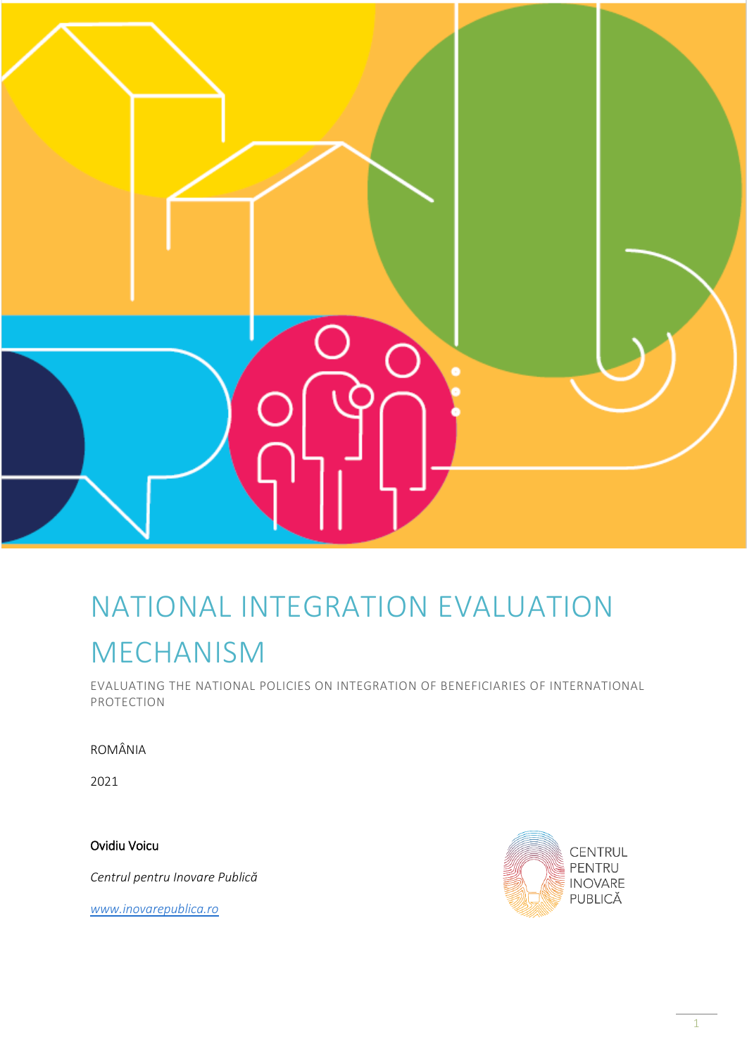# NATIONAL INTEGRATION EVALUATION MECHANISM

EVALUATING THE NATIONAL POLICIES ON INTEGRATION OF BENEFICIARIES OF INTERNATIONAL PROTECTION

ROMÂNIA

2021

Ovidiu Voicu

*Centrul pentru Inovare Publică*

www.inovarepublica.ro

CENTRUL PENTRU INOVARE PUBLICĂ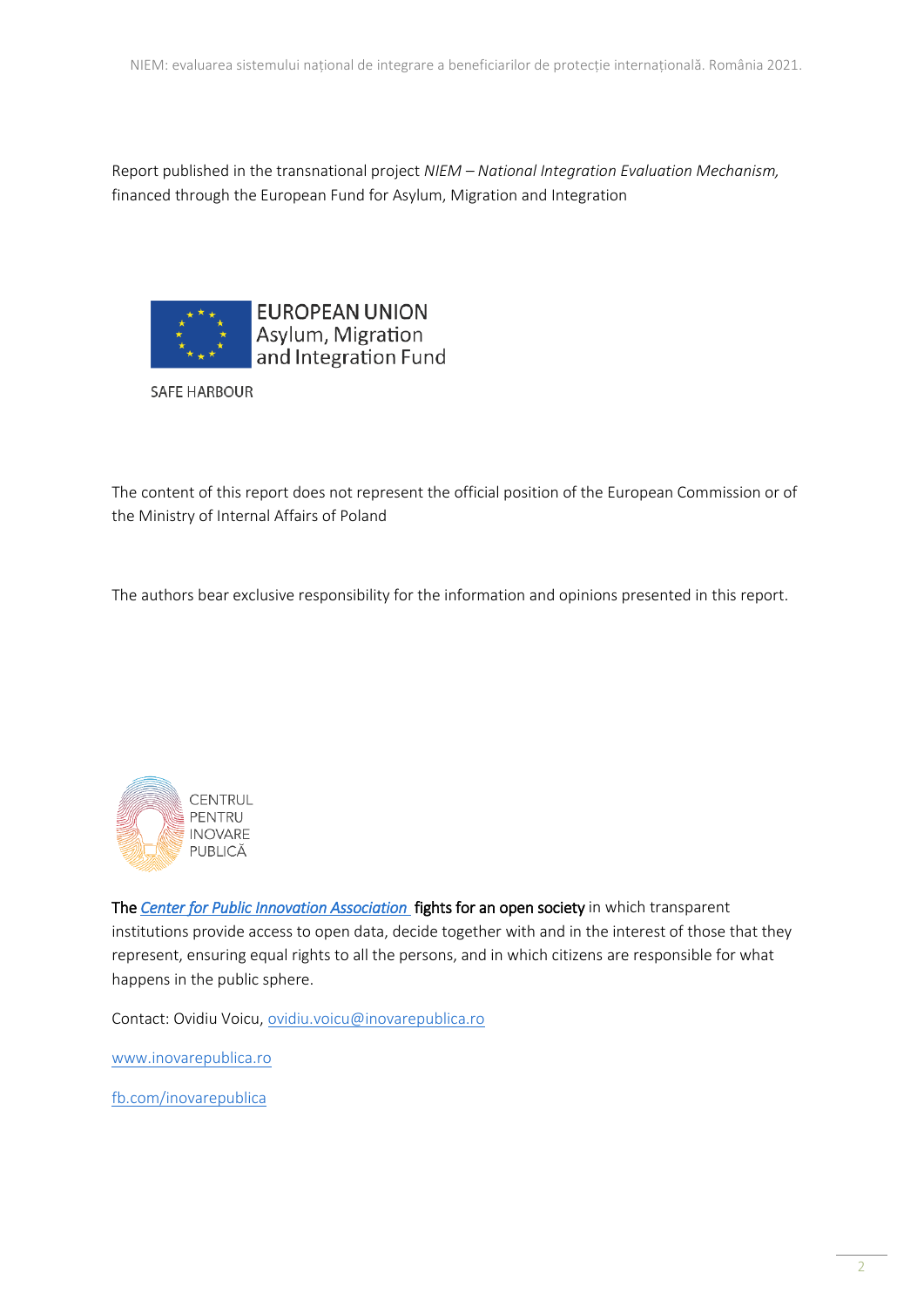Report published in the transnational project *NIEM – National Integration Evaluation Mechanism,* financed through the European Fund for Asylum, Migration and Integration

EUROPEAN UNION
Asylum, Migration
and Integration Fund

SAFE HARBOUR

The content of this report does not represent the official position of the European Commission or of the Ministry of Internal Affairs of Poland

The authors bear exclusive responsibility for the information and opinions presented in this report.

CENTRUL
PENTRU
INOVARE
PUBLICĂ

The *Center for Public Innovation Association* **fights for an open society** in which transparent institutions provide access to open data, decide together with and in the interest of those that they represent, ensuring equal rights to all the persons, and in which citizens are responsible for what happens in the public sphere.

Contact: Ovidiu Voicu, ovidiu.voicu@inovarepublica.ro

www.inovarepublica.ro

fb.com/inovarepublica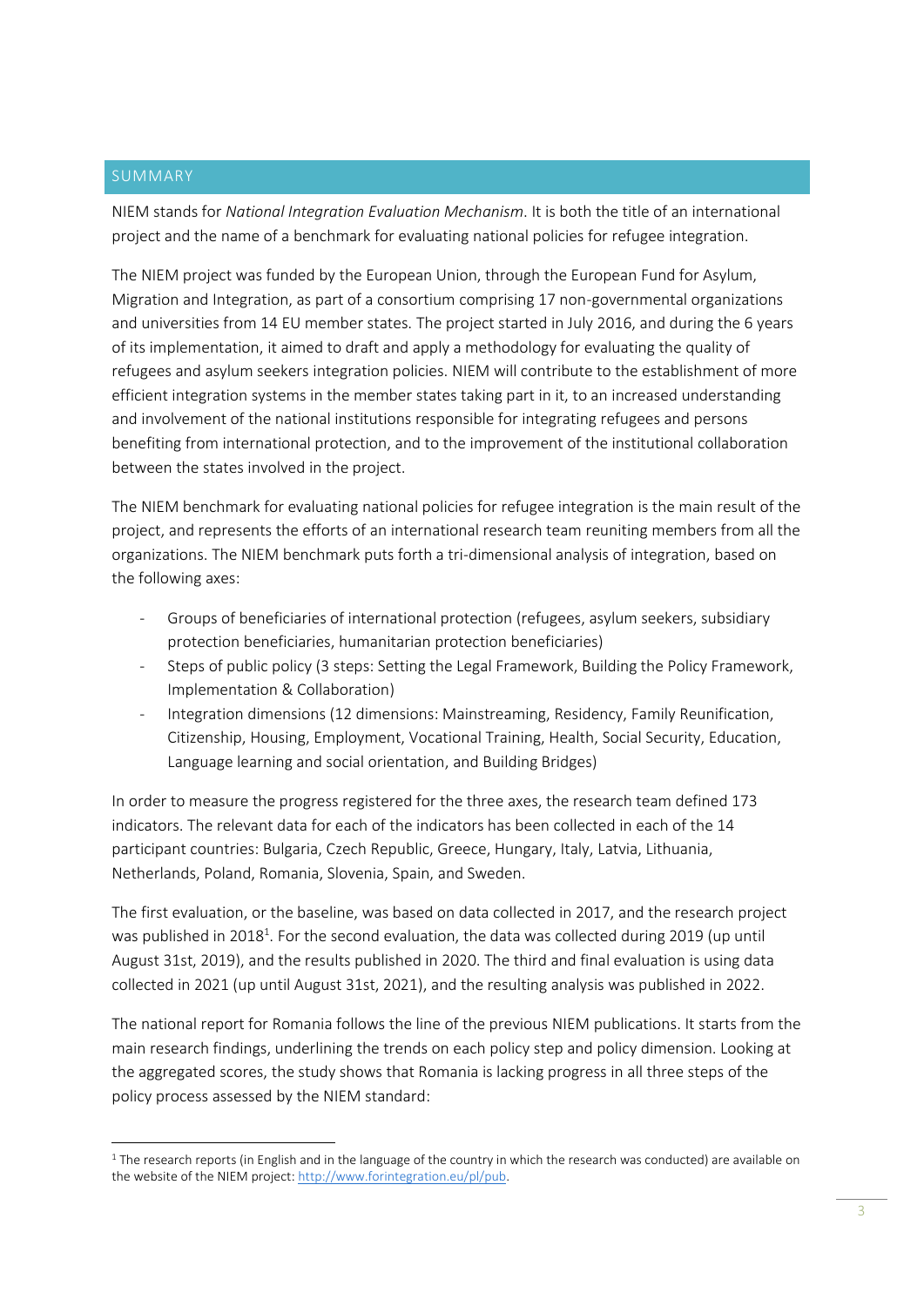## SUMMARY

NIEM stands for *National Integration Evaluation Mechanism*. It is both the title of an international project and the name of a benchmark for evaluating national policies for refugee integration.

The NIEM project was funded by the European Union, through the European Fund for Asylum, Migration and Integration, as part of a consortium comprising 17 non-governmental organizations and universities from 14 EU member states. The project started in July 2016, and during the 6 years of its implementation, it aimed to draft and apply a methodology for evaluating the quality of refugees and asylum seekers integration policies. NIEM will contribute to the establishment of more efficient integration systems in the member states taking part in it, to an increased understanding and involvement of the national institutions responsible for integrating refugees and persons benefiting from international protection, and to the improvement of the institutional collaboration between the states involved in the project.

The NIEM benchmark for evaluating national policies for refugee integration is the main result of the project, and represents the efforts of an international research team reuniting members from all the organizations. The NIEM benchmark puts forth a tri-dimensional analysis of integration, based on the following axes:

- Groups of beneficiaries of international protection (refugees, asylum seekers, subsidiary protection beneficiaries, humanitarian protection beneficiaries)
- Steps of public policy (3 steps: Setting the Legal Framework, Building the Policy Framework, Implementation & Collaboration)
- Integration dimensions (12 dimensions: Mainstreaming, Residency, Family Reunification, Citizenship, Housing, Employment, Vocational Training, Health, Social Security, Education, Language learning and social orientation, and Building Bridges)

In order to measure the progress registered for the three axes, the research team defined 173 indicators. The relevant data for each of the indicators has been collected in each of the 14 participant countries: Bulgaria, Czech Republic, Greece, Hungary, Italy, Latvia, Lithuania, Netherlands, Poland, Romania, Slovenia, Spain, and Sweden.

The first evaluation, or the baseline, was based on data collected in 2017, and the research project was published in 2018[1]. For the second evaluation, the data was collected during 2019 (up until August 31st, 2019), and the results published in 2020. The third and final evaluation is using data collected in 2021 (up until August 31st, 2021), and the resulting analysis was published in 2022.

The national report for Romania follows the line of the previous NIEM publications. It starts from the main research findings, underlining the trends on each policy step and policy dimension. Looking at the aggregated scores, the study shows that Romania is lacking progress in all three steps of the policy process assessed by the NIEM standard:

[1] The research reports (in English and in the language of the country in which the research was conducted) are available on the website of the NIEM project: http://www.forintegration.eu/pl/pub.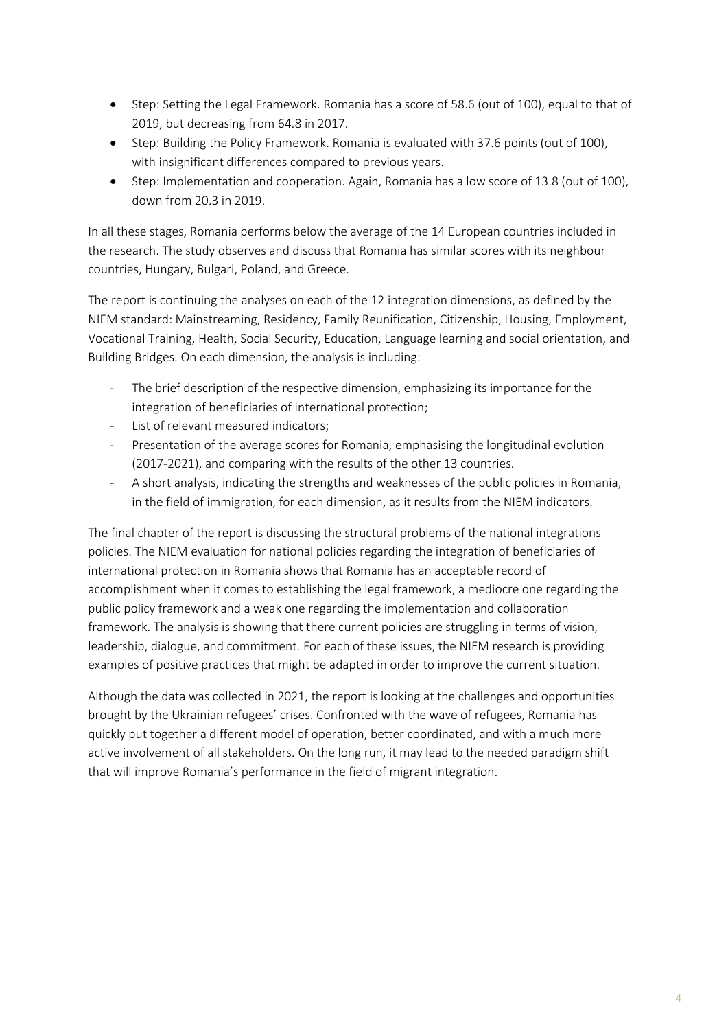- Step: Setting the Legal Framework. Romania has a score of 58.6 (out of 100), equal to that of 2019, but decreasing from 64.8 in 2017.
- Step: Building the Policy Framework. Romania is evaluated with 37.6 points (out of 100), with insignificant differences compared to previous years.
- Step: Implementation and cooperation. Again, Romania has a low score of 13.8 (out of 100), down from 20.3 in 2019.

In all these stages, Romania performs below the average of the 14 European countries included in the research. The study observes and discuss that Romania has similar scores with its neighbour countries, Hungary, Bulgari, Poland, and Greece.

The report is continuing the analyses on each of the 12 integration dimensions, as defined by the NIEM standard: Mainstreaming, Residency, Family Reunification, Citizenship, Housing, Employment, Vocational Training, Health, Social Security, Education, Language learning and social orientation, and Building Bridges. On each dimension, the analysis is including:

- The brief description of the respective dimension, emphasizing its importance for the integration of beneficiaries of international protection;
- List of relevant measured indicators;
- Presentation of the average scores for Romania, emphasising the longitudinal evolution (2017-2021), and comparing with the results of the other 13 countries.
- A short analysis, indicating the strengths and weaknesses of the public policies in Romania, in the field of immigration, for each dimension, as it results from the NIEM indicators.

The final chapter of the report is discussing the structural problems of the national integrations policies. The NIEM evaluation for national policies regarding the integration of beneficiaries of international protection in Romania shows that Romania has an acceptable record of accomplishment when it comes to establishing the legal framework, a mediocre one regarding the public policy framework and a weak one regarding the implementation and collaboration framework. The analysis is showing that there current policies are struggling in terms of vision, leadership, dialogue, and commitment. For each of these issues, the NIEM research is providing examples of positive practices that might be adapted in order to improve the current situation.

Although the data was collected in 2021, the report is looking at the challenges and opportunities brought by the Ukrainian refugees' crises. Confronted with the wave of refugees, Romania has quickly put together a different model of operation, better coordinated, and with a much more active involvement of all stakeholders. On the long run, it may lead to the needed paradigm shift that will improve Romania's performance in the field of migrant integration.